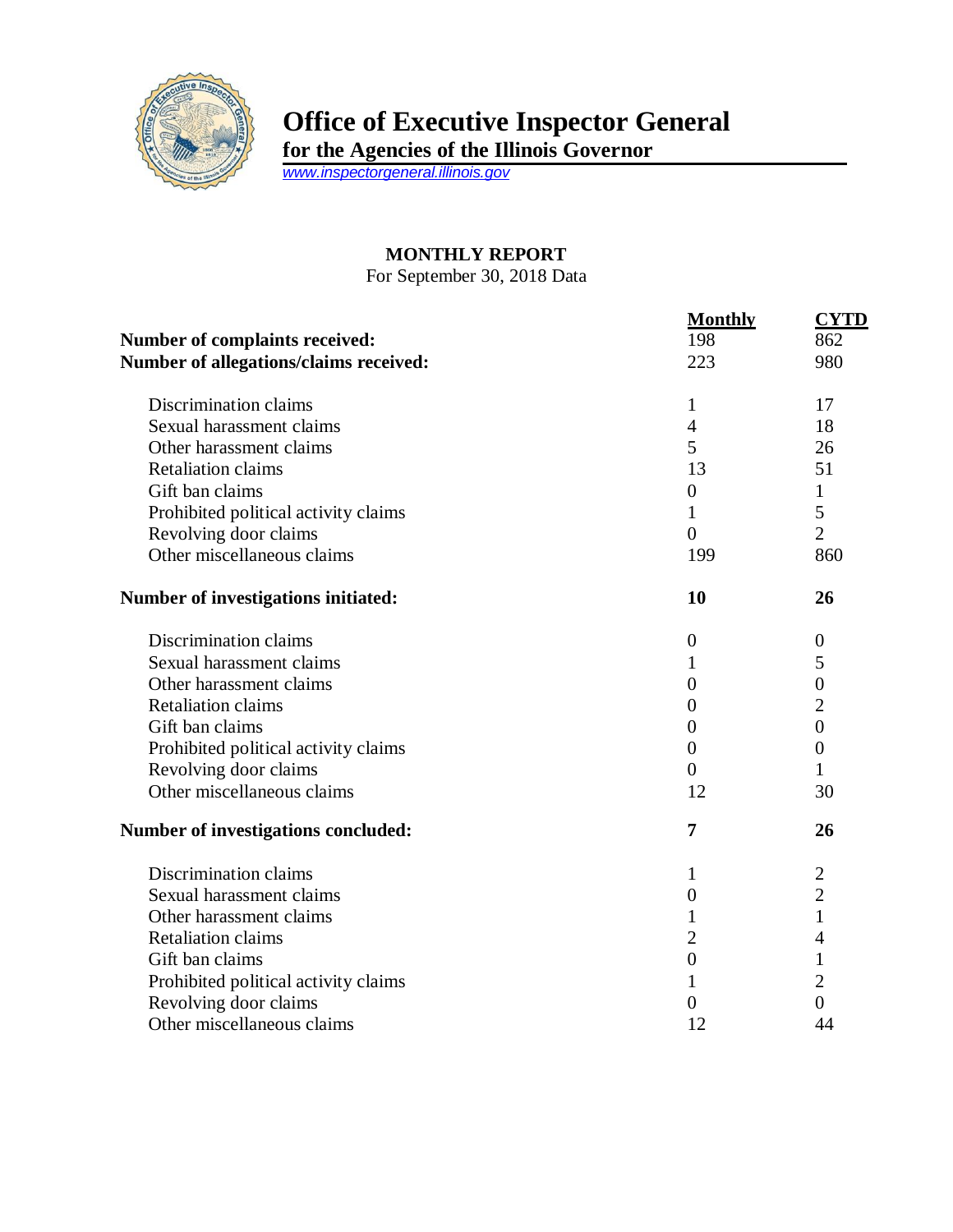# Office of Executive Inspector General

**for the Agencies of the Illinois Governor**

www.inspectorgeneral.illinois.gov

## MONTHLY REPORT

For September 30, 2018 Data

| | Monthly | CYTD |
|---|---|---|
| **Number of complaints received:** | 198 | 862 |
| **Number of allegations/claims received:** | 223 | 980 |
| Discrimination claims | 1 | 17 |
| Sexual harassment claims | 4 | 18 |
| Other harassment claims | 5 | 26 |
| Retaliation claims | 13 | 51 |
| Gift ban claims | 0 | 1 |
| Prohibited political activity claims | 1 | 5 |
| Revolving door claims | 0 | 2 |
| Other miscellaneous claims | 199 | 860 |
| **Number of investigations initiated:** | **10** | **26** |
| Discrimination claims | 0 | 0 |
| Sexual harassment claims | 1 | 5 |
| Other harassment claims | 0 | 0 |
| Retaliation claims | 0 | 2 |
| Gift ban claims | 0 | 0 |
| Prohibited political activity claims | 0 | 0 |
| Revolving door claims | 0 | 1 |
| Other miscellaneous claims | 12 | 30 |
| **Number of investigations concluded:** | **7** | **26** |
| Discrimination claims | 1 | 2 |
| Sexual harassment claims | 0 | 2 |
| Other harassment claims | 1 | 1 |
| Retaliation claims | 2 | 4 |
| Gift ban claims | 0 | 1 |
| Prohibited political activity claims | 1 | 2 |
| Revolving door claims | 0 | 0 |
| Other miscellaneous claims | 12 | 44 |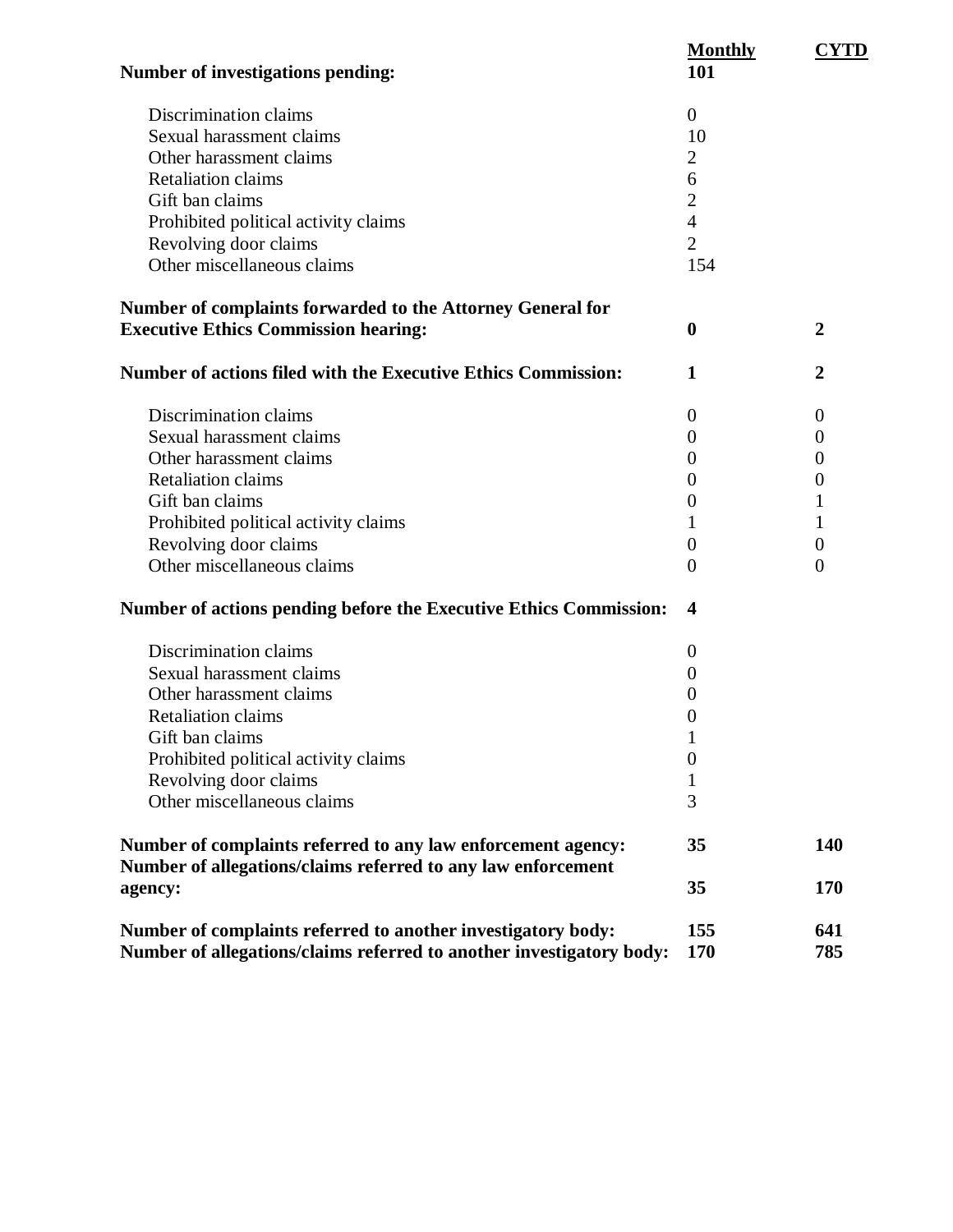| | Monthly | CYTD |
|---|---|---|
| **Number of investigations pending:** | **101** | |
| Discrimination claims | 0 | |
| Sexual harassment claims | 10 | |
| Other harassment claims | 2 | |
| Retaliation claims | 6 | |
| Gift ban claims | 2 | |
| Prohibited political activity claims | 4 | |
| Revolving door claims | 2 | |
| Other miscellaneous claims | 154 | |
| **Number of complaints forwarded to the Attorney General for Executive Ethics Commission hearing:** | **0** | **2** |
| **Number of actions filed with the Executive Ethics Commission:** | **1** | **2** |
| Discrimination claims | 0 | 0 |
| Sexual harassment claims | 0 | 0 |
| Other harassment claims | 0 | 0 |
| Retaliation claims | 0 | 0 |
| Gift ban claims | 0 | 1 |
| Prohibited political activity claims | 1 | 1 |
| Revolving door claims | 0 | 0 |
| Other miscellaneous claims | 0 | 0 |
| **Number of actions pending before the Executive Ethics Commission:** | **4** | |
| Discrimination claims | 0 | |
| Sexual harassment claims | 0 | |
| Other harassment claims | 0 | |
| Retaliation claims | 0 | |
| Gift ban claims | 1 | |
| Prohibited political activity claims | 0 | |
| Revolving door claims | 1 | |
| Other miscellaneous claims | 3 | |
| **Number of complaints referred to any law enforcement agency:** | **35** | **140** |
| **Number of allegations/claims referred to any law enforcement agency:** | **35** | **170** |
| **Number of complaints referred to another investigatory body:** | **155** | **641** |
| **Number of allegations/claims referred to another investigatory body:** | **170** | **785** |